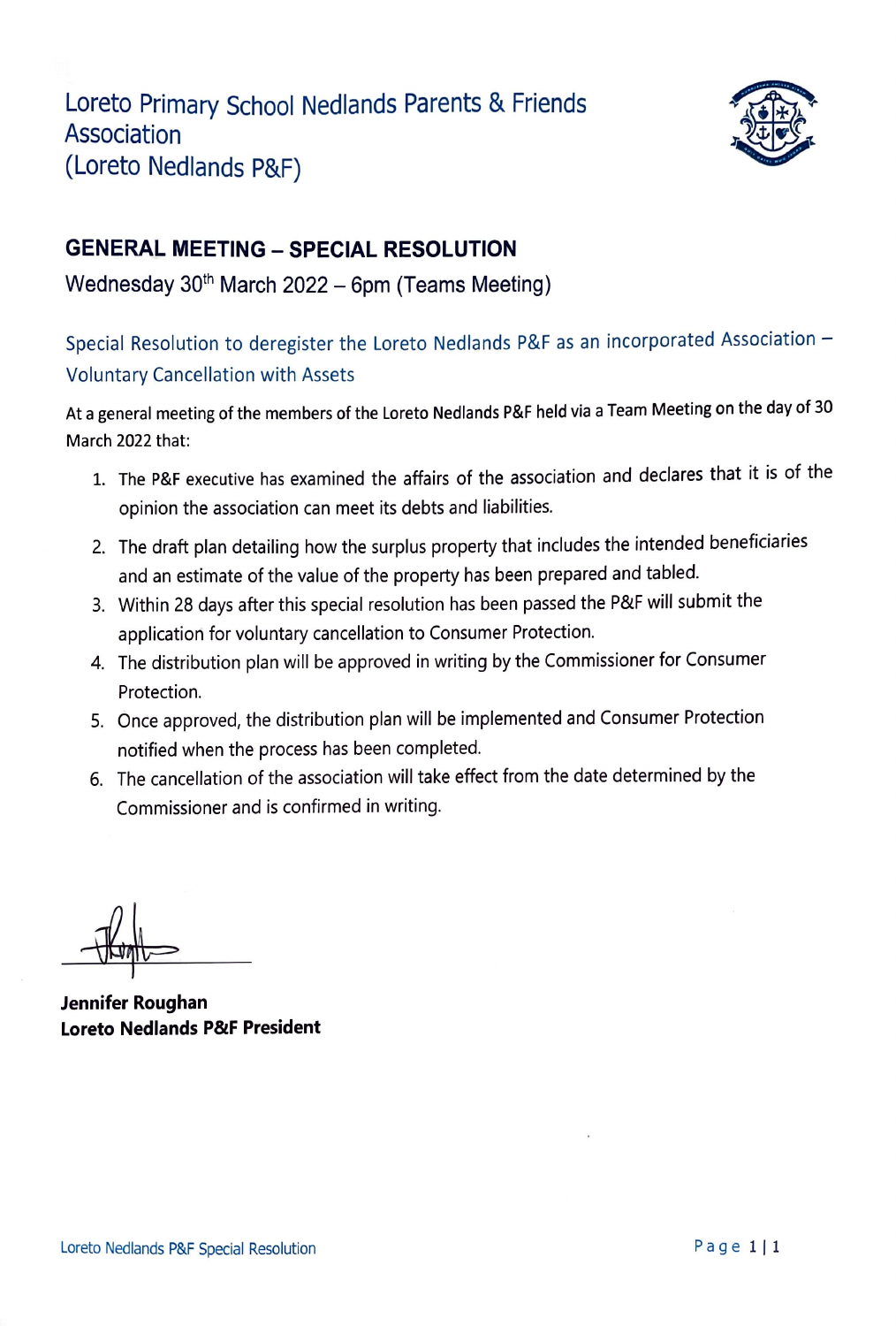# Loreto Primary School Nedlands Parents & Friends Association (Loreto Nedlands P&F)

## GENERAL MEETING – SPECIAL RESOLUTION

Wednesday 30th March 2022 – 6pm (Teams Meeting)

### Special Resolution to deregister the Loreto Nedlands P&F as an incorporated Association – Voluntary Cancellation with Assets

At a general meeting of the members of the Loreto Nedlands P&F held via a Team Meeting on the day of 30 March 2022 that:

1. The P&F executive has examined the affairs of the association and declares that it is of the opinion the association can meet its debts and liabilities.
2. The draft plan detailing how the surplus property that includes the intended beneficiaries and an estimate of the value of the property has been prepared and tabled.
3. Within 28 days after this special resolution has been passed the P&F will submit the application for voluntary cancellation to Consumer Protection.
4. The distribution plan will be approved in writing by the Commissioner for Consumer Protection.
5. Once approved, the distribution plan will be implemented and Consumer Protection notified when the process has been completed.
6. The cancellation of the association will take effect from the date determined by the Commissioner and is confirmed in writing.

**Jennifer Roughan**
**Loreto Nedlands P&F President**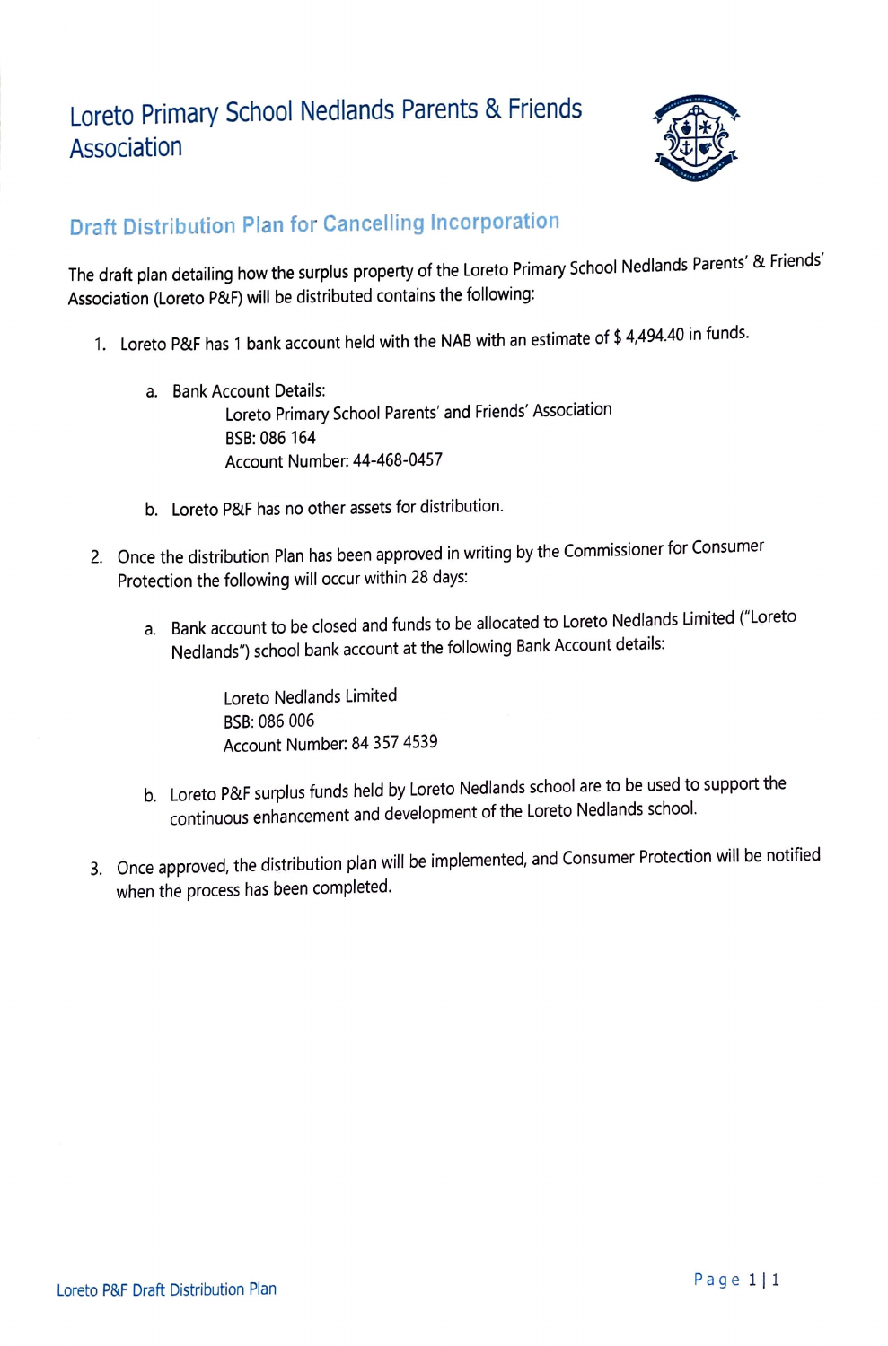# Loreto Primary School Nedlands Parents & Friends Association

## Draft Distribution Plan for Cancelling Incorporation

The draft plan detailing how the surplus property of the Loreto Primary School Nedlands Parents' & Friends' Association (Loreto P&F) will be distributed contains the following:

1. Loreto P&F has 1 bank account held with the NAB with an estimate of $ 4,494.40 in funds.

   a. Bank Account Details:
      Loreto Primary School Parents' and Friends' Association
      BSB: 086 164
      Account Number: 44-468-0457

   b. Loreto P&F has no other assets for distribution.

2. Once the distribution Plan has been approved in writing by the Commissioner for Consumer Protection the following will occur within 28 days:

   a. Bank account to be closed and funds to be allocated to Loreto Nedlands Limited ("Loreto Nedlands") school bank account at the following Bank Account details:

      Loreto Nedlands Limited
      BSB: 086 006
      Account Number: 84 357 4539

   b. Loreto P&F surplus funds held by Loreto Nedlands school are to be used to support the continuous enhancement and development of the Loreto Nedlands school.

3. Once approved, the distribution plan will be implemented, and Consumer Protection will be notified when the process has been completed.